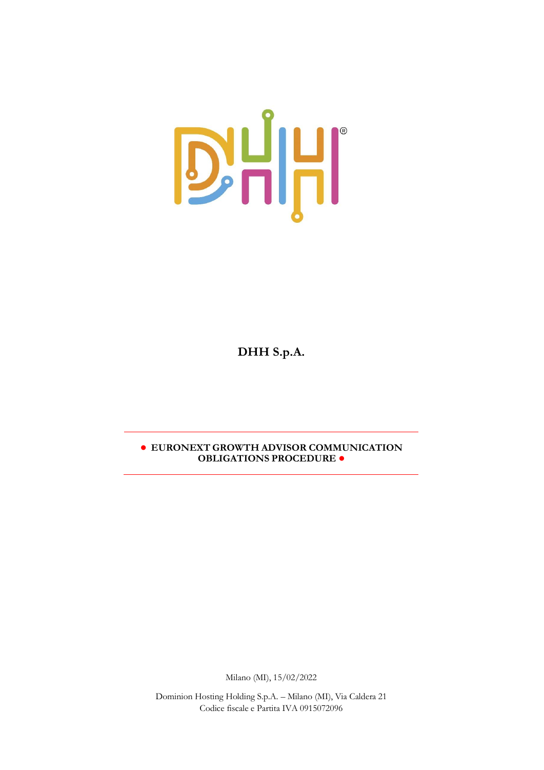**DHH S.p.A.**

● **EURONEXT GROWTH ADVISOR COMMUNICATION OBLIGATIONS PROCEDURE** ●

Milano (MI), 15/02/2022

Dominion Hosting Holding S.p.A. – Milano (MI), Via Caldera 21
Codice fiscale e Partita IVA 0915072096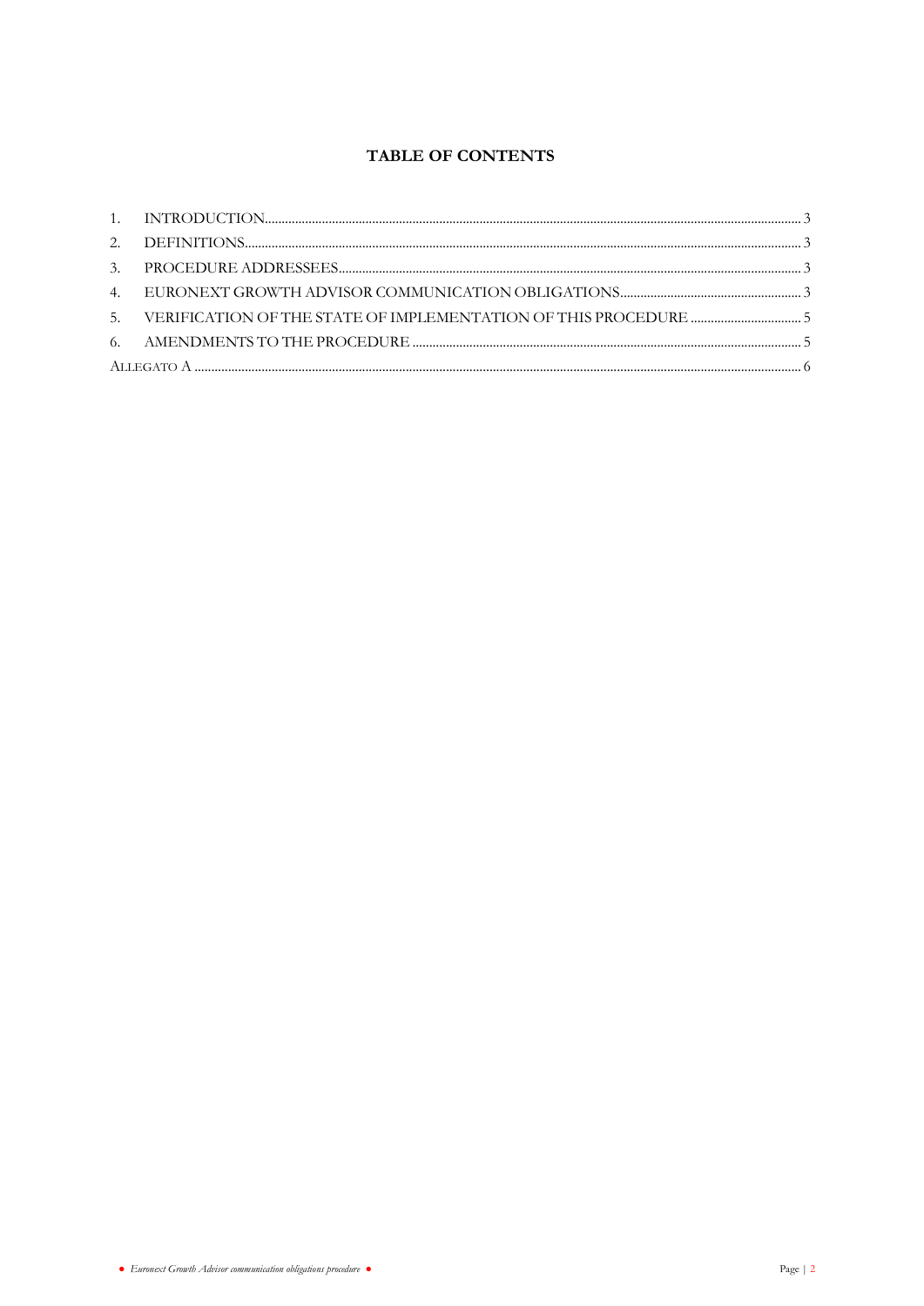## TABLE OF CONTENTS

1. INTRODUCTION .......... 3
2. DEFINITIONS .......... 3
3. PROCEDURE ADDRESSEES .......... 3
4. EURONEXT GROWTH ADVISOR COMMUNICATION OBLIGATIONS .......... 3
5. VERIFICATION OF THE STATE OF IMPLEMENTATION OF THIS PROCEDURE .......... 5
6. AMENDMENTS TO THE PROCEDURE .......... 5

ALLEGATO A .......... 6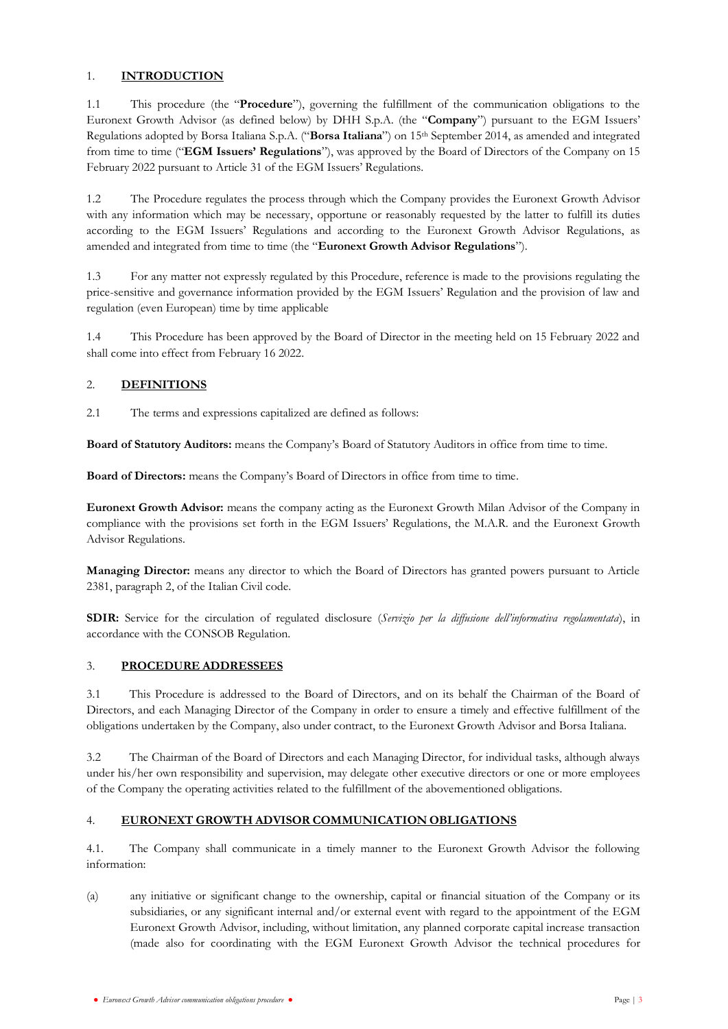## 1. INTRODUCTION

1.1 This procedure (the "**Procedure**"), governing the fulfillment of the communication obligations to the Euronext Growth Advisor (as defined below) by DHH S.p.A. (the "**Company**") pursuant to the EGM Issuers' Regulations adopted by Borsa Italiana S.p.A. ("**Borsa Italiana**") on 15th September 2014, as amended and integrated from time to time ("**EGM Issuers' Regulations**"), was approved by the Board of Directors of the Company on 15 February 2022 pursuant to Article 31 of the EGM Issuers' Regulations.

1.2 The Procedure regulates the process through which the Company provides the Euronext Growth Advisor with any information which may be necessary, opportune or reasonably requested by the latter to fulfill its duties according to the EGM Issuers' Regulations and according to the Euronext Growth Advisor Regulations, as amended and integrated from time to time (the "**Euronext Growth Advisor Regulations**").

1.3 For any matter not expressly regulated by this Procedure, reference is made to the provisions regulating the price-sensitive and governance information provided by the EGM Issuers' Regulation and the provision of law and regulation (even European) time by time applicable

1.4 This Procedure has been approved by the Board of Director in the meeting held on 15 February 2022 and shall come into effect from February 16 2022.

## 2. DEFINITIONS

2.1 The terms and expressions capitalized are defined as follows:

**Board of Statutory Auditors:** means the Company's Board of Statutory Auditors in office from time to time.

**Board of Directors:** means the Company's Board of Directors in office from time to time.

**Euronext Growth Advisor:** means the company acting as the Euronext Growth Milan Advisor of the Company in compliance with the provisions set forth in the EGM Issuers' Regulations, the M.A.R. and the Euronext Growth Advisor Regulations.

**Managing Director:** means any director to which the Board of Directors has granted powers pursuant to Article 2381, paragraph 2, of the Italian Civil code.

**SDIR:** Service for the circulation of regulated disclosure (*Servizio per la diffusione dell'informativa regolamentata*), in accordance with the CONSOB Regulation.

## 3. PROCEDURE ADDRESSEES

3.1 This Procedure is addressed to the Board of Directors, and on its behalf the Chairman of the Board of Directors, and each Managing Director of the Company in order to ensure a timely and effective fulfillment of the obligations undertaken by the Company, also under contract, to the Euronext Growth Advisor and Borsa Italiana.

3.2 The Chairman of the Board of Directors and each Managing Director, for individual tasks, although always under his/her own responsibility and supervision, may delegate other executive directors or one or more employees of the Company the operating activities related to the fulfillment of the abovementioned obligations.

## 4. EURONEXT GROWTH ADVISOR COMMUNICATION OBLIGATIONS

4.1. The Company shall communicate in a timely manner to the Euronext Growth Advisor the following information:

(a) any initiative or significant change to the ownership, capital or financial situation of the Company or its subsidiaries, or any significant internal and/or external event with regard to the appointment of the EGM Euronext Growth Advisor, including, without limitation, any planned corporate capital increase transaction (made also for coordinating with the EGM Euronext Growth Advisor the technical procedures for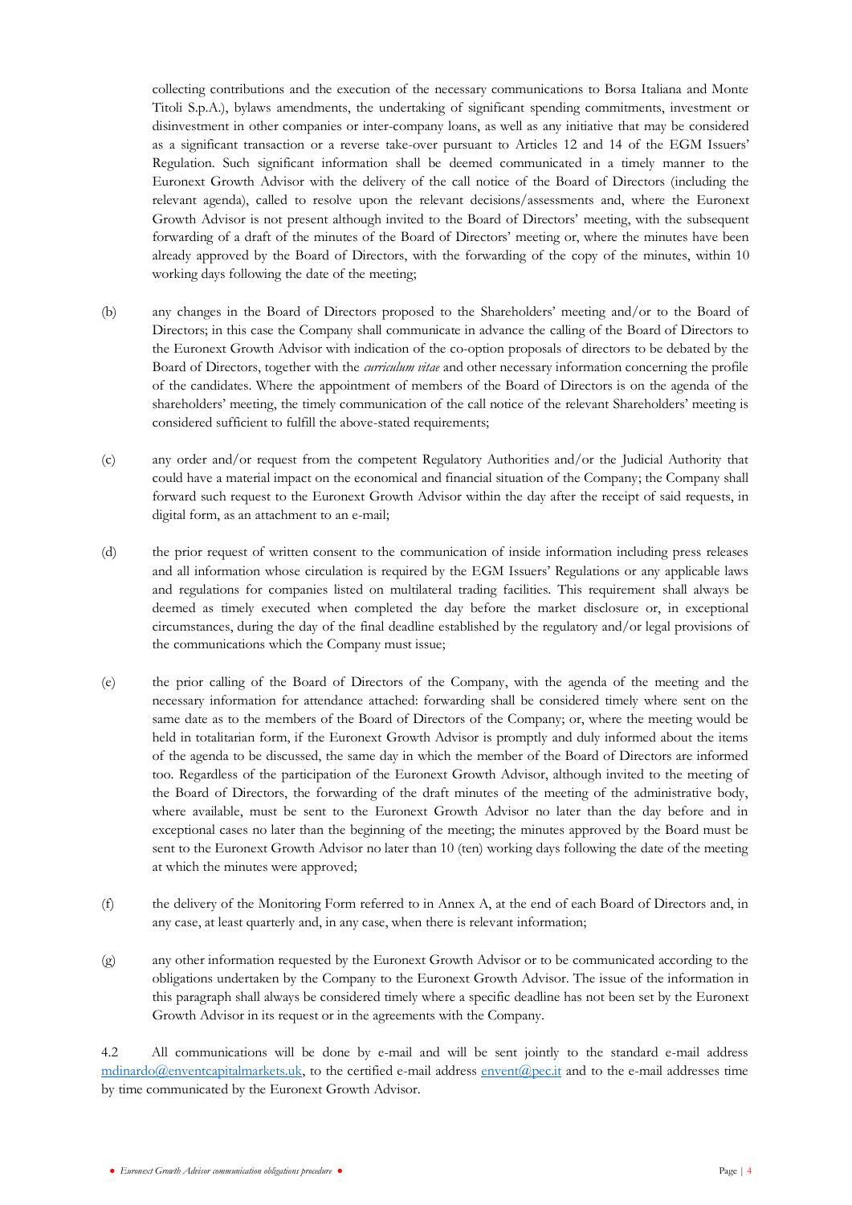collecting contributions and the execution of the necessary communications to Borsa Italiana and Monte Titoli S.p.A.), bylaws amendments, the undertaking of significant spending commitments, investment or disinvestment in other companies or inter-company loans, as well as any initiative that may be considered as a significant transaction or a reverse take-over pursuant to Articles 12 and 14 of the EGM Issuers' Regulation. Such significant information shall be deemed communicated in a timely manner to the Euronext Growth Advisor with the delivery of the call notice of the Board of Directors (including the relevant agenda), called to resolve upon the relevant decisions/assessments and, where the Euronext Growth Advisor is not present although invited to the Board of Directors' meeting, with the subsequent forwarding of a draft of the minutes of the Board of Directors' meeting or, where the minutes have been already approved by the Board of Directors, with the forwarding of the copy of the minutes, within 10 working days following the date of the meeting;

(b) any changes in the Board of Directors proposed to the Shareholders' meeting and/or to the Board of Directors; in this case the Company shall communicate in advance the calling of the Board of Directors to the Euronext Growth Advisor with indication of the co-option proposals of directors to be debated by the Board of Directors, together with the *curriculum vitae* and other necessary information concerning the profile of the candidates. Where the appointment of members of the Board of Directors is on the agenda of the shareholders' meeting, the timely communication of the call notice of the relevant Shareholders' meeting is considered sufficient to fulfill the above-stated requirements;

(c) any order and/or request from the competent Regulatory Authorities and/or the Judicial Authority that could have a material impact on the economical and financial situation of the Company; the Company shall forward such request to the Euronext Growth Advisor within the day after the receipt of said requests, in digital form, as an attachment to an e-mail;

(d) the prior request of written consent to the communication of inside information including press releases and all information whose circulation is required by the EGM Issuers' Regulations or any applicable laws and regulations for companies listed on multilateral trading facilities. This requirement shall always be deemed as timely executed when completed the day before the market disclosure or, in exceptional circumstances, during the day of the final deadline established by the regulatory and/or legal provisions of the communications which the Company must issue;

(e) the prior calling of the Board of Directors of the Company, with the agenda of the meeting and the necessary information for attendance attached: forwarding shall be considered timely where sent on the same date as to the members of the Board of Directors of the Company; or, where the meeting would be held in totalitarian form, if the Euronext Growth Advisor is promptly and duly informed about the items of the agenda to be discussed, the same day in which the member of the Board of Directors are informed too. Regardless of the participation of the Euronext Growth Advisor, although invited to the meeting of the Board of Directors, the forwarding of the draft minutes of the meeting of the administrative body, where available, must be sent to the Euronext Growth Advisor no later than the day before and in exceptional cases no later than the beginning of the meeting; the minutes approved by the Board must be sent to the Euronext Growth Advisor no later than 10 (ten) working days following the date of the meeting at which the minutes were approved;

(f) the delivery of the Monitoring Form referred to in Annex A, at the end of each Board of Directors and, in any case, at least quarterly and, in any case, when there is relevant information;

(g) any other information requested by the Euronext Growth Advisor or to be communicated according to the obligations undertaken by the Company to the Euronext Growth Advisor. The issue of the information in this paragraph shall always be considered timely where a specific deadline has not been set by the Euronext Growth Advisor in its request or in the agreements with the Company.

4.2 All communications will be done by e-mail and will be sent jointly to the standard e-mail address mdinardo@enventcapitalmarkets.uk, to the certified e-mail address envent@pec.it and to the e-mail addresses time by time communicated by the Euronext Growth Advisor.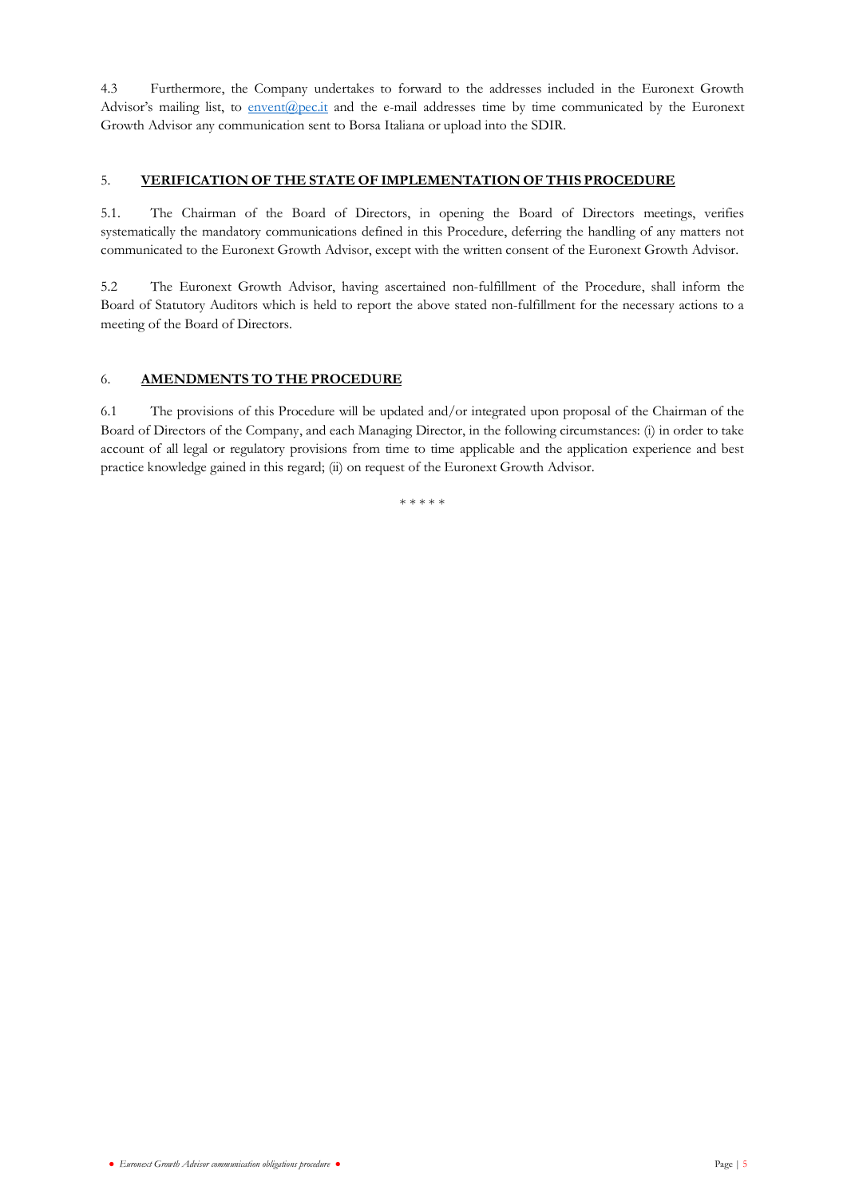4.3 Furthermore, the Company undertakes to forward to the addresses included in the Euronext Growth Advisor's mailing list, to envent@pec.it and the e-mail addresses time by time communicated by the Euronext Growth Advisor any communication sent to Borsa Italiana or upload into the SDIR.

## 5. VERIFICATION OF THE STATE OF IMPLEMENTATION OF THIS PROCEDURE

5.1. The Chairman of the Board of Directors, in opening the Board of Directors meetings, verifies systematically the mandatory communications defined in this Procedure, deferring the handling of any matters not communicated to the Euronext Growth Advisor, except with the written consent of the Euronext Growth Advisor.

5.2 The Euronext Growth Advisor, having ascertained non-fulfillment of the Procedure, shall inform the Board of Statutory Auditors which is held to report the above stated non-fulfillment for the necessary actions to a meeting of the Board of Directors.

## 6. AMENDMENTS TO THE PROCEDURE

6.1 The provisions of this Procedure will be updated and/or integrated upon proposal of the Chairman of the Board of Directors of the Company, and each Managing Director, in the following circumstances: (i) in order to take account of all legal or regulatory provisions from time to time applicable and the application experience and best practice knowledge gained in this regard; (ii) on request of the Euronext Growth Advisor.

* * * * *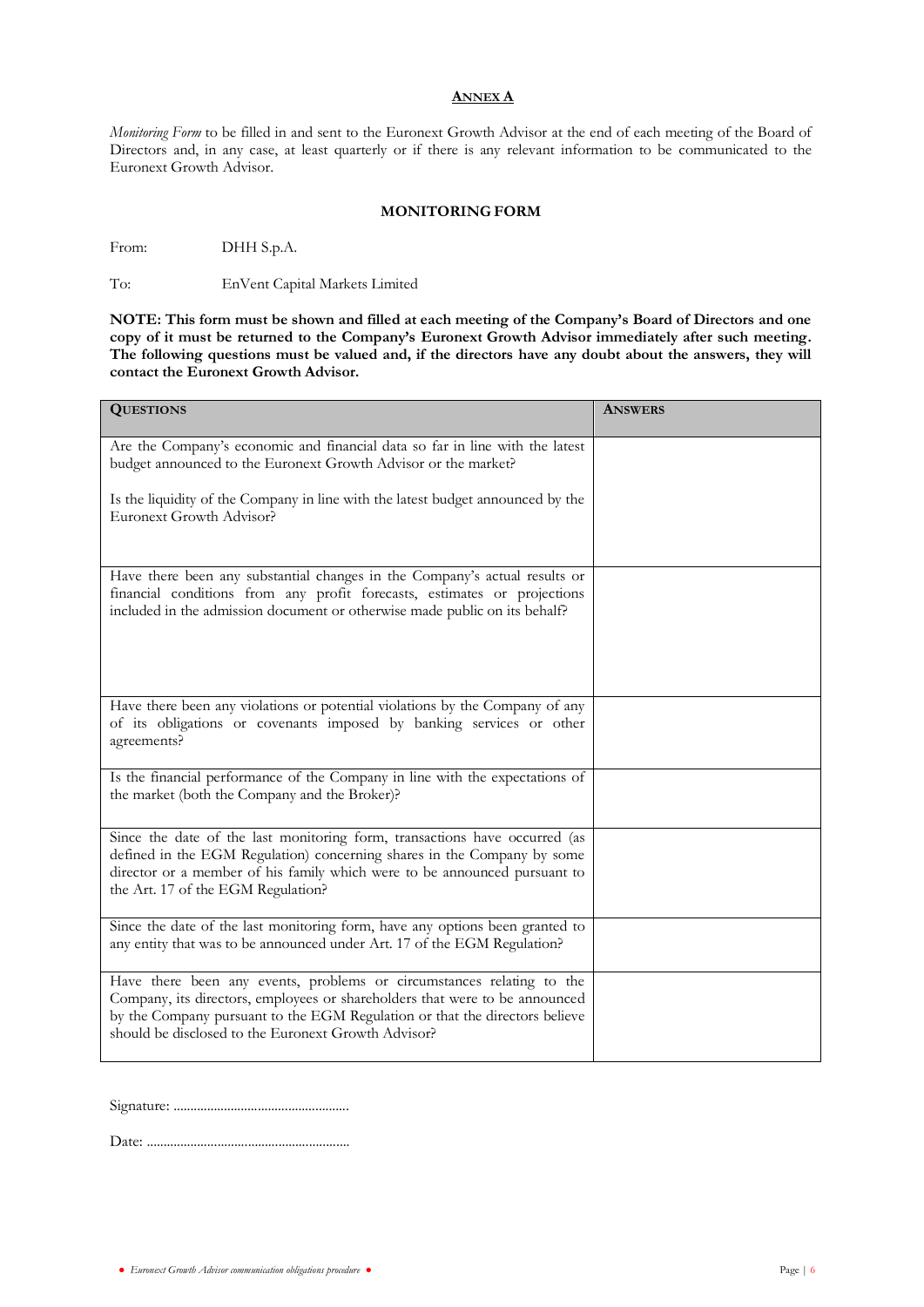## ANNEX A

*Monitoring Form* to be filled in and sent to the Euronext Growth Advisor at the end of each meeting of the Board of Directors and, in any case, at least quarterly or if there is any relevant information to be communicated to the Euronext Growth Advisor.

### MONITORING FORM

From: DHH S.p.A.

To: EnVent Capital Markets Limited

**NOTE: This form must be shown and filled at each meeting of the Company's Board of Directors and one copy of it must be returned to the Company's Euronext Growth Advisor immediately after such meeting. The following questions must be valued and, if the directors have any doubt about the answers, they will contact the Euronext Growth Advisor.**

| QUESTIONS | ANSWERS |
|---|---|
| Are the Company's economic and financial data so far in line with the latest budget announced to the Euronext Growth Advisor or the market?<br><br>Is the liquidity of the Company in line with the latest budget announced by the Euronext Growth Advisor? | |
| Have there been any substantial changes in the Company's actual results or financial conditions from any profit forecasts, estimates or projections included in the admission document or otherwise made public on its behalf? | |
| Have there been any violations or potential violations by the Company of any of its obligations or covenants imposed by banking services or other agreements? | |
| Is the financial performance of the Company in line with the expectations of the market (both the Company and the Broker)? | |
| Since the date of the last monitoring form, transactions have occurred (as defined in the EGM Regulation) concerning shares in the Company by some director or a member of his family which were to be announced pursuant to the Art. 17 of the EGM Regulation? | |
| Since the date of the last monitoring form, have any options been granted to any entity that was to be announced under Art. 17 of the EGM Regulation? | |
| Have there been any events, problems or circumstances relating to the Company, its directors, employees or shareholders that were to be announced by the Company pursuant to the EGM Regulation or that the directors believe should be disclosed to the Euronext Growth Advisor? | |

Signature: ....................................................

Date: ............................................................